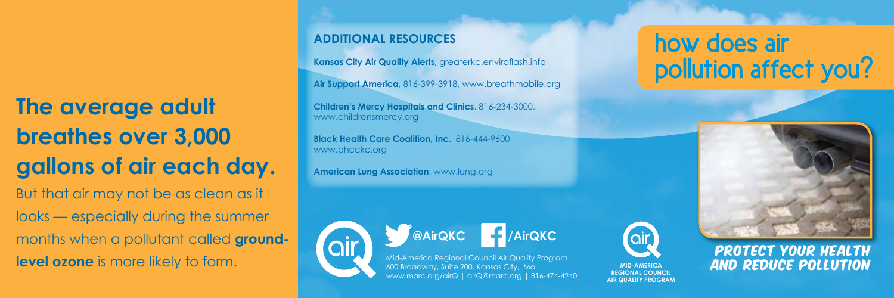# The average adult breathes over 3,000 gallons of air each day.

But that air may not be as clean as it looks — especially during the summer months when a pollutant called **ground-level ozone** is more likely to form.

## ADDITIONAL RESOURCES

**Kansas City Air Quality Alerts**, greaterkc.enviroflash.info

**Air Support America**, 816-399-3918, www.breathmobile.org

**Children's Mercy Hospitals and Clinics**, 816-234-3000, www.childrensmercy.org

**Black Health Care Coalition, Inc.**, 816-444-9600, www.bhcckc.org

**American Lung Association**, www.lung.org

@AirQKC /AirQKC

Mid-America Regional Council Air Quality Program
600 Broadway, Suite 200, Kansas City, Mo.
www.marc.org/airQ | airQ@marc.org | 816-474-4240

MID-AMERICA REGIONAL COUNCIL AIR QUALITY PROGRAM

# how does air pollution affect you?

## PROTECT YOUR HEALTH AND REDUCE POLLUTION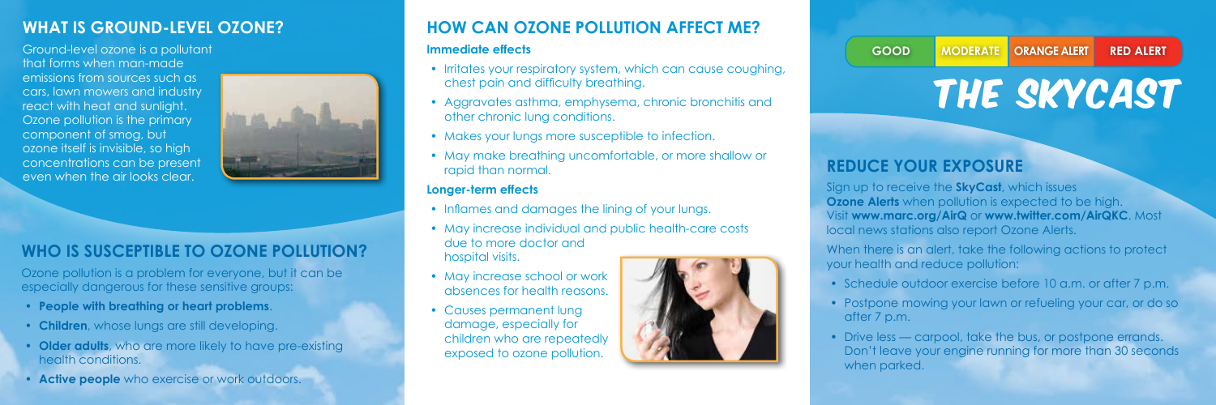## WHAT IS GROUND-LEVEL OZONE?

Ground-level ozone is a pollutant that forms when man-made emissions from sources such as cars, lawn mowers and industry react with heat and sunlight. Ozone pollution is the primary component of smog, but ozone itself is invisible, so high concentrations can be present even when the air looks clear.

## WHO IS SUSCEPTIBLE TO OZONE POLLUTION?

Ozone pollution is a problem for everyone, but it can be especially dangerous for these sensitive groups:

- **People with breathing or heart problems**.
- **Children**, whose lungs are still developing.
- **Older adults**, who are more likely to have pre-existing health conditions.
- **Active people** who exercise or work outdoors.

## HOW CAN OZONE POLLUTION AFFECT ME?

### Immediate effects

- Irritates your respiratory system, which can cause coughing, chest pain and difficulty breathing.
- Aggravates asthma, emphysema, chronic bronchitis and other chronic lung conditions.
- Makes your lungs more susceptible to infection.
- May make breathing uncomfortable, or more shallow or rapid than normal.

### Longer-term effects

- Inflames and damages the lining of your lungs.
- May increase individual and public health-care costs due to more doctor and hospital visits.
- May increase school or work absences for health reasons.
- Causes permanent lung damage, especially for children who are repeatedly exposed to ozone pollution.

GOOD MODERATE ORANGE ALERT RED ALERT

# THE SKYCAST

## REDUCE YOUR EXPOSURE

Sign up to receive the **SkyCast**, which issues **Ozone Alerts** when pollution is expected to be high. Visit **www.marc.org/AirQ** or **www.twitter.com/AirQKC**. Most local news stations also report Ozone Alerts.

When there is an alert, take the following actions to protect your health and reduce pollution:

- Schedule outdoor exercise before 10 a.m. or after 7 p.m.
- Postpone mowing your lawn or refueling your car, or do so after 7 p.m.
- Drive less — carpool, take the bus, or postpone errands. Don't leave your engine running for more than 30 seconds when parked.